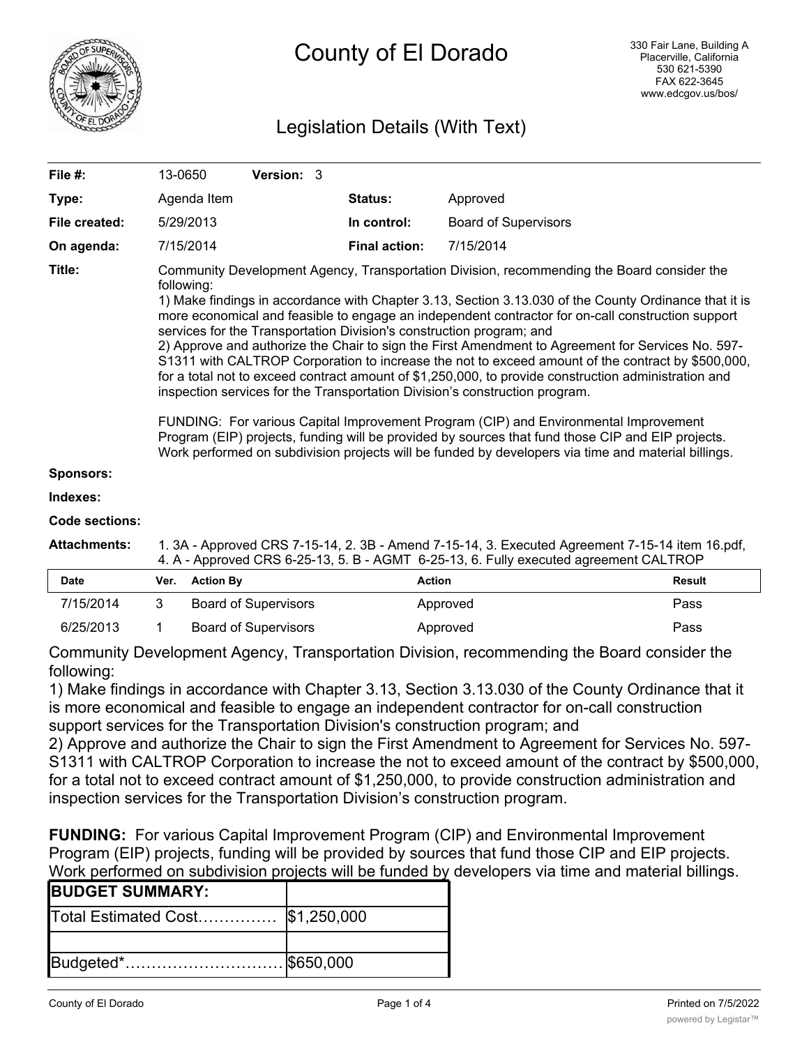# County of El Dorado

330 Fair Lane, Building A
Placerville, California
530 621-5390
FAX 622-3645
www.edcgov.us/bos/

## Legislation Details (With Text)

| | | | | |
|---|---|---|---|---|
| **File #:** | 13-0650 | **Version:** 3 | | |
| **Type:** | Agenda Item | | **Status:** | Approved |
| **File created:** | 5/29/2013 | | **In control:** | Board of Supervisors |
| **On agenda:** | 7/15/2014 | | **Final action:** | 7/15/2014 |

**Title:** Community Development Agency, Transportation Division, recommending the Board consider the following:
1) Make findings in accordance with Chapter 3.13, Section 3.13.030 of the County Ordinance that it is more economical and feasible to engage an independent contractor for on-call construction support services for the Transportation Division's construction program; and
2) Approve and authorize the Chair to sign the First Amendment to Agreement for Services No. 597-S1311 with CALTROP Corporation to increase the not to exceed amount of the contract by $500,000, for a total not to exceed contract amount of $1,250,000, to provide construction administration and inspection services for the Transportation Division's construction program.

FUNDING: For various Capital Improvement Program (CIP) and Environmental Improvement Program (EIP) projects, funding will be provided by sources that fund those CIP and EIP projects. Work performed on subdivision projects will be funded by developers via time and material billings.

**Sponsors:**

**Indexes:**

**Code sections:**

**Attachments:** 1. 3A - Approved CRS 7-15-14, 2. 3B - Amend 7-15-14, 3. Executed Agreement 7-15-14 item 16.pdf, 4. A - Approved CRS 6-25-13, 5. B - AGMT 6-25-13, 6. Fully executed agreement CALTROP

| Date | Ver. | Action By | Action | Result |
|---|---|---|---|---|
| 7/15/2014 | 3 | Board of Supervisors | Approved | Pass |
| 6/25/2013 | 1 | Board of Supervisors | Approved | Pass |

Community Development Agency, Transportation Division, recommending the Board consider the following:

1) Make findings in accordance with Chapter 3.13, Section 3.13.030 of the County Ordinance that it is more economical and feasible to engage an independent contractor for on-call construction support services for the Transportation Division's construction program; and

2) Approve and authorize the Chair to sign the First Amendment to Agreement for Services No. 597-S1311 with CALTROP Corporation to increase the not to exceed amount of the contract by $500,000, for a total not to exceed contract amount of $1,250,000, to provide construction administration and inspection services for the Transportation Division's construction program.

**FUNDING:** For various Capital Improvement Program (CIP) and Environmental Improvement Program (EIP) projects, funding will be provided by sources that fund those CIP and EIP projects. Work performed on subdivision projects will be funded by developers via time and material billings.

| **BUDGET SUMMARY:** | |
|---|---|
| Total Estimated Cost…………… | $1,250,000 |
| | |
| Budgeted*………………………… | $650,000 |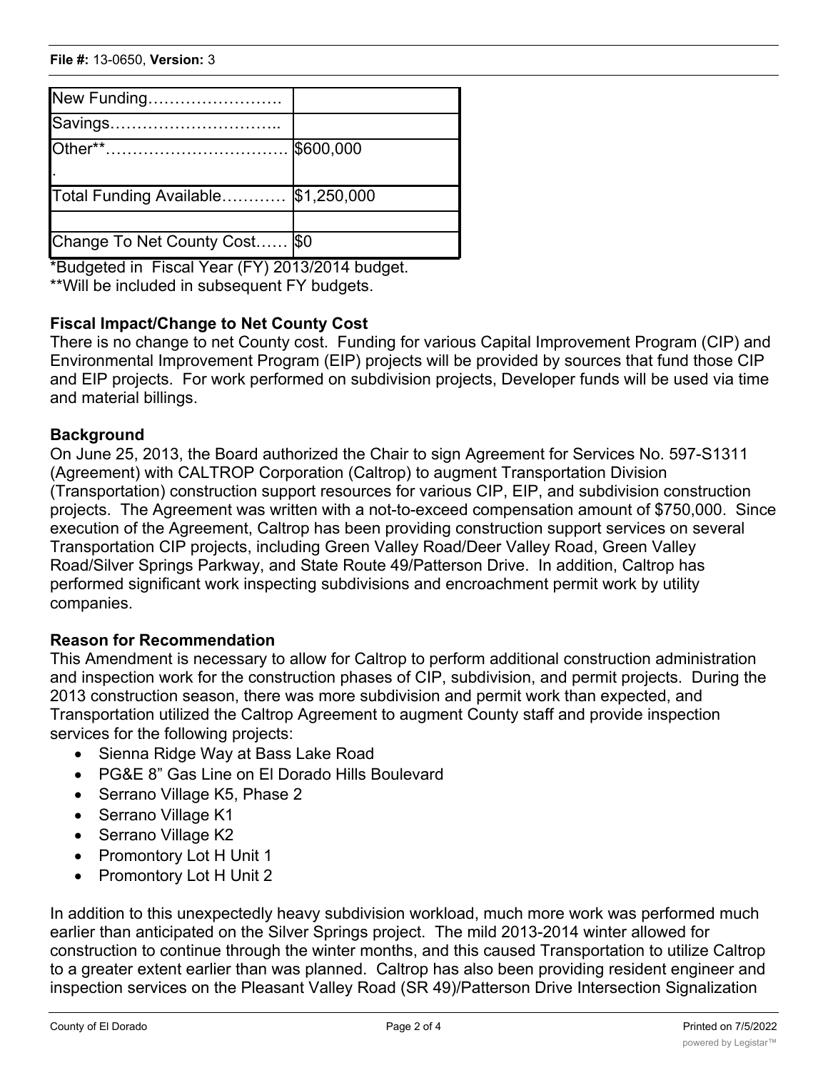| | |
|---|---|
| New Funding……………………. | |
| Savings………………………….. | |
| Other**……………………………. | $600,000 |
| Total Funding Available………… | $1,250,000 |
| | |
| Change To Net County Cost…… | $0 |

*Budgeted in Fiscal Year (FY) 2013/2014 budget.
**Will be included in subsequent FY budgets.

**Fiscal Impact/Change to Net County Cost**
There is no change to net County cost. Funding for various Capital Improvement Program (CIP) and Environmental Improvement Program (EIP) projects will be provided by sources that fund those CIP and EIP projects. For work performed on subdivision projects, Developer funds will be used via time and material billings.

**Background**
On June 25, 2013, the Board authorized the Chair to sign Agreement for Services No. 597-S1311 (Agreement) with CALTROP Corporation (Caltrop) to augment Transportation Division (Transportation) construction support resources for various CIP, EIP, and subdivision construction projects. The Agreement was written with a not-to-exceed compensation amount of $750,000. Since execution of the Agreement, Caltrop has been providing construction support services on several Transportation CIP projects, including Green Valley Road/Deer Valley Road, Green Valley Road/Silver Springs Parkway, and State Route 49/Patterson Drive. In addition, Caltrop has performed significant work inspecting subdivisions and encroachment permit work by utility companies.

**Reason for Recommendation**
This Amendment is necessary to allow for Caltrop to perform additional construction administration and inspection work for the construction phases of CIP, subdivision, and permit projects. During the 2013 construction season, there was more subdivision and permit work than expected, and Transportation utilized the Caltrop Agreement to augment County staff and provide inspection services for the following projects:

- Sienna Ridge Way at Bass Lake Road
- PG&E 8" Gas Line on El Dorado Hills Boulevard
- Serrano Village K5, Phase 2
- Serrano Village K1
- Serrano Village K2
- Promontory Lot H Unit 1
- Promontory Lot H Unit 2

In addition to this unexpectedly heavy subdivision workload, much more work was performed much earlier than anticipated on the Silver Springs project. The mild 2013-2014 winter allowed for construction to continue through the winter months, and this caused Transportation to utilize Caltrop to a greater extent earlier than was planned. Caltrop has also been providing resident engineer and inspection services on the Pleasant Valley Road (SR 49)/Patterson Drive Intersection Signalization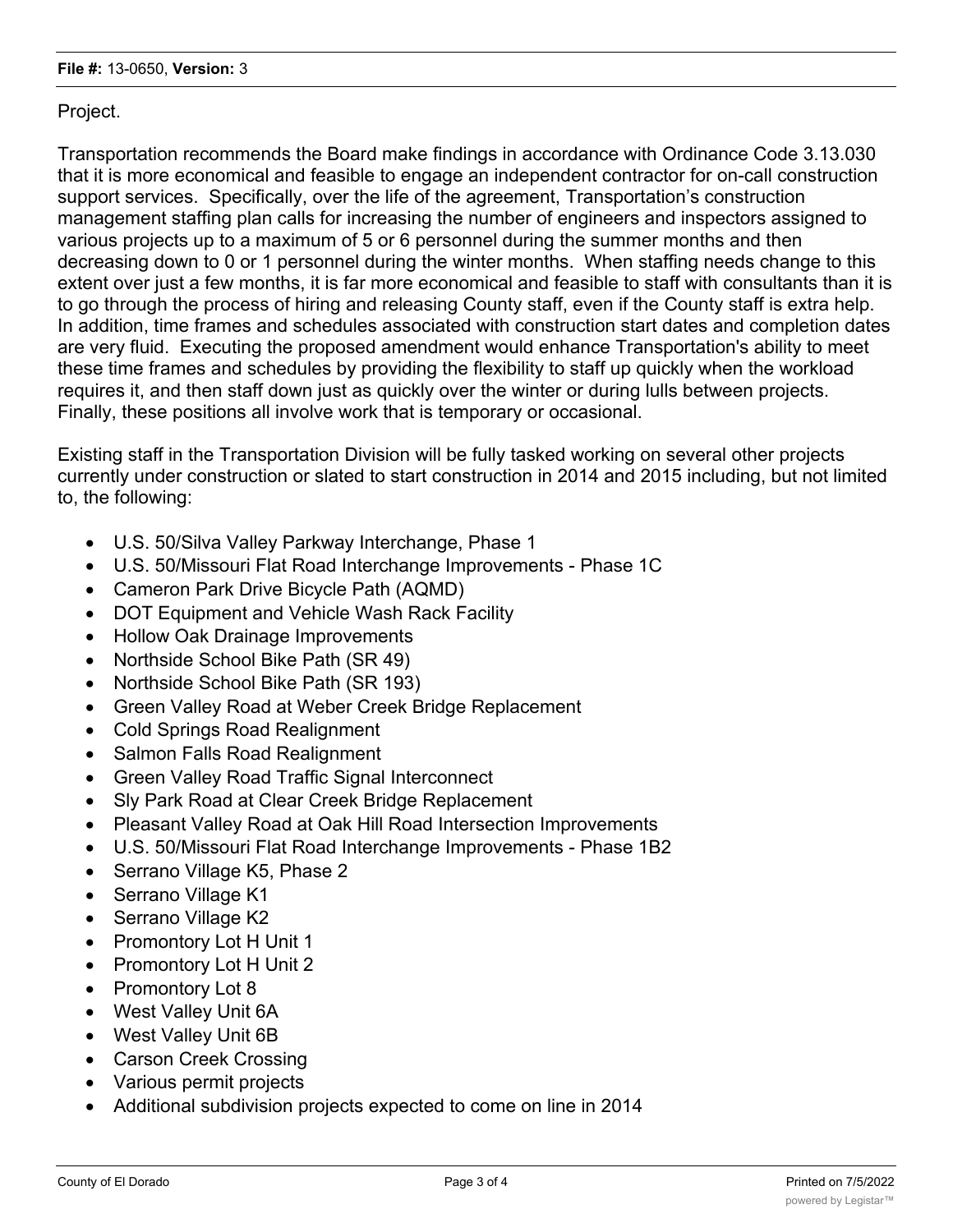Project.

Transportation recommends the Board make findings in accordance with Ordinance Code 3.13.030 that it is more economical and feasible to engage an independent contractor for on-call construction support services. Specifically, over the life of the agreement, Transportation's construction management staffing plan calls for increasing the number of engineers and inspectors assigned to various projects up to a maximum of 5 or 6 personnel during the summer months and then decreasing down to 0 or 1 personnel during the winter months. When staffing needs change to this extent over just a few months, it is far more economical and feasible to staff with consultants than it is to go through the process of hiring and releasing County staff, even if the County staff is extra help. In addition, time frames and schedules associated with construction start dates and completion dates are very fluid. Executing the proposed amendment would enhance Transportation's ability to meet these time frames and schedules by providing the flexibility to staff up quickly when the workload requires it, and then staff down just as quickly over the winter or during lulls between projects. Finally, these positions all involve work that is temporary or occasional.

Existing staff in the Transportation Division will be fully tasked working on several other projects currently under construction or slated to start construction in 2014 and 2015 including, but not limited to, the following:

- U.S. 50/Silva Valley Parkway Interchange, Phase 1
- U.S. 50/Missouri Flat Road Interchange Improvements - Phase 1C
- Cameron Park Drive Bicycle Path (AQMD)
- DOT Equipment and Vehicle Wash Rack Facility
- Hollow Oak Drainage Improvements
- Northside School Bike Path (SR 49)
- Northside School Bike Path (SR 193)
- Green Valley Road at Weber Creek Bridge Replacement
- Cold Springs Road Realignment
- Salmon Falls Road Realignment
- Green Valley Road Traffic Signal Interconnect
- Sly Park Road at Clear Creek Bridge Replacement
- Pleasant Valley Road at Oak Hill Road Intersection Improvements
- U.S. 50/Missouri Flat Road Interchange Improvements - Phase 1B2
- Serrano Village K5, Phase 2
- Serrano Village K1
- Serrano Village K2
- Promontory Lot H Unit 1
- Promontory Lot H Unit 2
- Promontory Lot 8
- West Valley Unit 6A
- West Valley Unit 6B
- Carson Creek Crossing
- Various permit projects
- Additional subdivision projects expected to come on line in 2014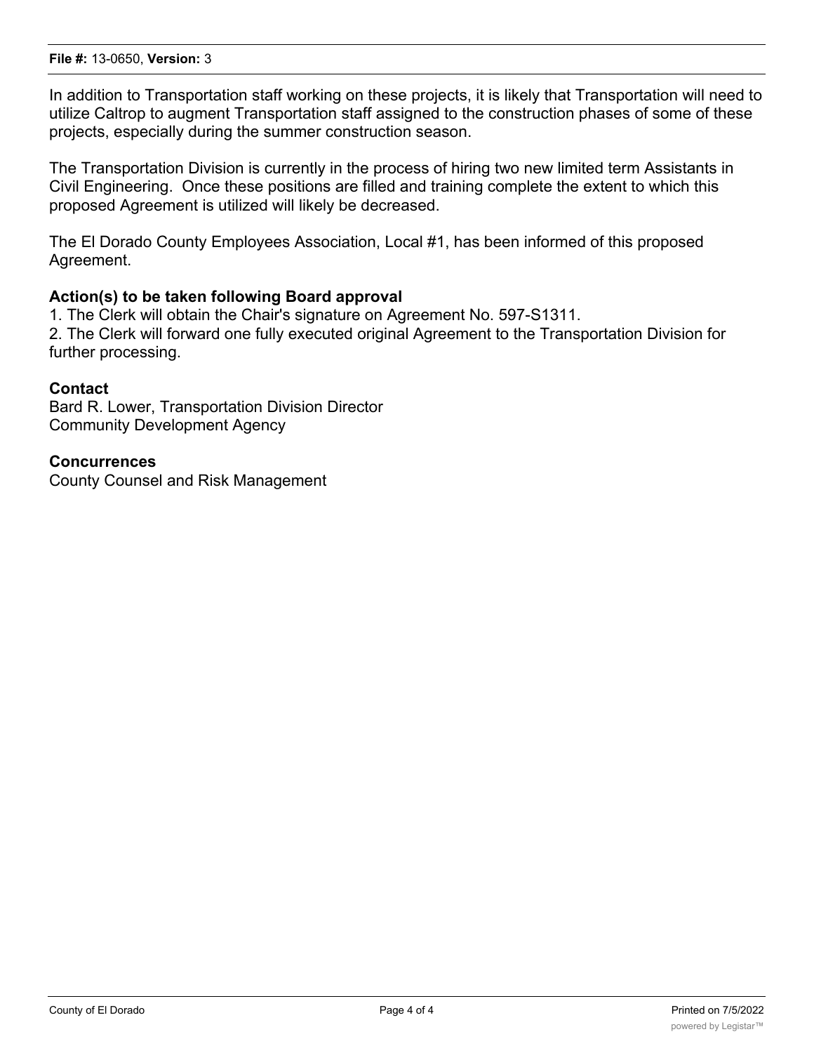In addition to Transportation staff working on these projects, it is likely that Transportation will need to utilize Caltrop to augment Transportation staff assigned to the construction phases of some of these projects, especially during the summer construction season.

The Transportation Division is currently in the process of hiring two new limited term Assistants in Civil Engineering. Once these positions are filled and training complete the extent to which this proposed Agreement is utilized will likely be decreased.

The El Dorado County Employees Association, Local #1, has been informed of this proposed Agreement.

**Action(s) to be taken following Board approval**

1. The Clerk will obtain the Chair's signature on Agreement No. 597-S1311.
2. The Clerk will forward one fully executed original Agreement to the Transportation Division for further processing.

**Contact**

Bard R. Lower, Transportation Division Director
Community Development Agency

**Concurrences**

County Counsel and Risk Management